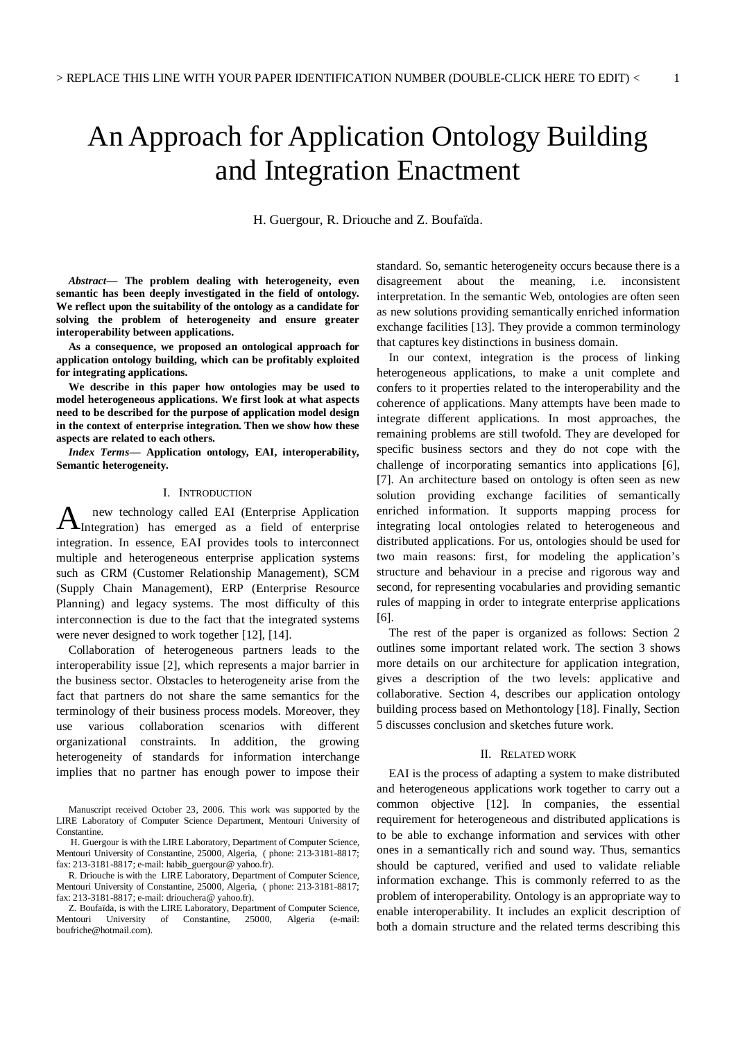# An Approach for Application Ontology Building and Integration Enactment

H. Guergour, R. Driouche and Z. Boufaïda.

***Abstract*— The problem dealing with heterogeneity, even semantic has been deeply investigated in the field of ontology. We reflect upon the suitability of the ontology as a candidate for solving the problem of heterogeneity and ensure greater interoperability between applications.**

**As a consequence, we proposed an ontological approach for application ontology building, which can be profitably exploited for integrating applications.**

**We describe in this paper how ontologies may be used to model heterogeneous applications. We first look at what aspects need to be described for the purpose of application model design in the context of enterprise integration. Then we show how these aspects are related to each others.**

***Index Terms*— Application ontology, EAI, interoperability, Semantic heterogeneity.**

## I. Introduction

A new technology called EAI (Enterprise Application Integration) has emerged as a field of enterprise integration. In essence, EAI provides tools to interconnect multiple and heterogeneous enterprise application systems such as CRM (Customer Relationship Management), SCM (Supply Chain Management), ERP (Enterprise Resource Planning) and legacy systems. The most difficulty of this interconnection is due to the fact that the integrated systems were never designed to work together [12], [14].

Collaboration of heterogeneous partners leads to the interoperability issue [2], which represents a major barrier in the business sector. Obstacles to heterogeneity arise from the fact that partners do not share the same semantics for the terminology of their business process models. Moreover, they use various collaboration scenarios with different organizational constraints. In addition, the growing heterogeneity of standards for information interchange implies that no partner has enough power to impose their standard. So, semantic heterogeneity occurs because there is a disagreement about the meaning, i.e. inconsistent interpretation. In the semantic Web, ontologies are often seen as new solutions providing semantically enriched information exchange facilities [13]. They provide a common terminology that captures key distinctions in business domain.

In our context, integration is the process of linking heterogeneous applications, to make a unit complete and confers to it properties related to the interoperability and the coherence of applications. Many attempts have been made to integrate different applications. In most approaches, the remaining problems are still twofold. They are developed for specific business sectors and they do not cope with the challenge of incorporating semantics into applications [6], [7]. An architecture based on ontology is often seen as new solution providing exchange facilities of semantically enriched information. It supports mapping process for integrating local ontologies related to heterogeneous and distributed applications. For us, ontologies should be used for two main reasons: first, for modeling the application's structure and behaviour in a precise and rigorous way and second, for representing vocabularies and providing semantic rules of mapping in order to integrate enterprise applications [6].

The rest of the paper is organized as follows: Section 2 outlines some important related work. The section 3 shows more details on our architecture for application integration, gives a description of the two levels: applicative and collaborative. Section 4, describes our application ontology building process based on Methontology [18]. Finally, Section 5 discusses conclusion and sketches future work.

## II. Related work

EAI is the process of adapting a system to make distributed and heterogeneous applications work together to carry out a common objective [12]. In companies, the essential requirement for heterogeneous and distributed applications is to be able to exchange information and services with other ones in a semantically rich and sound way. Thus, semantics should be captured, verified and used to validate reliable information exchange. This is commonly referred to as the problem of interoperability. Ontology is an appropriate way to enable interoperability. It includes an explicit description of both a domain structure and the related terms describing this

---

Manuscript received October 23, 2006. This work was supported by the LIRE Laboratory of Computer Science Department, Mentouri University of Constantine.

H. Guergour is with the LIRE Laboratory, Department of Computer Science, Mentouri University of Constantine, 25000, Algeria, ( phone: 213-3181-8817; fax: 213-3181-8817; e-mail: habib_guergour@ yahoo.fr).

R. Driouche is with the LIRE Laboratory, Department of Computer Science, Mentouri University of Constantine, 25000, Algeria, ( phone: 213-3181-8817; fax: 213-3181-8817; e-mail: driouchera@ yahoo.fr).

Z. Boufaïda, is with the LIRE Laboratory, Department of Computer Science, Mentouri University of Constantine, 25000, Algeria (e-mail: boufriche@hotmail.com).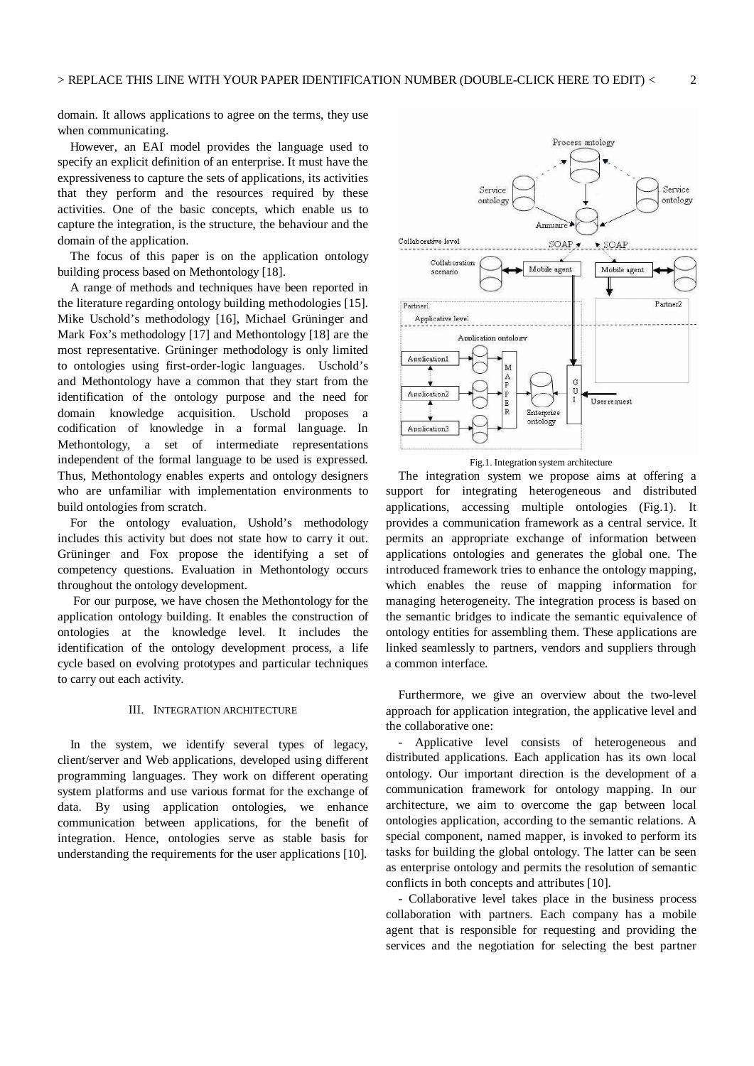domain. It allows applications to agree on the terms, they use when communicating.

However, an EAI model provides the language used to specify an explicit definition of an enterprise. It must have the expressiveness to capture the sets of applications, its activities that they perform and the resources required by these activities. One of the basic concepts, which enable us to capture the integration, is the structure, the behaviour and the domain of the application.

The focus of this paper is on the application ontology building process based on Methontology [18].

A range of methods and techniques have been reported in the literature regarding ontology building methodologies [15]. Mike Uschold's methodology [16], Michael Grüninger and Mark Fox's methodology [17] and Methontology [18] are the most representative. Grüninger methodology is only limited to ontologies using first-order-logic languages. Uschold's and Methontology have a common that they start from the identification of the ontology purpose and the need for domain knowledge acquisition. Uschold proposes a codification of knowledge in a formal language. In Methontology, a set of intermediate representations independent of the formal language to be used is expressed. Thus, Methontology enables experts and ontology designers who are unfamiliar with implementation environments to build ontologies from scratch.

For the ontology evaluation, Ushold's methodology includes this activity but does not state how to carry it out. Grüninger and Fox propose the identifying a set of competency questions. Evaluation in Methontology occurs throughout the ontology development.

For our purpose, we have chosen the Methontology for the application ontology building. It enables the construction of ontologies at the knowledge level. It includes the identification of the ontology development process, a life cycle based on evolving prototypes and particular techniques to carry out each activity.

## III. Integration Architecture

In the system, we identify several types of legacy, client/server and Web applications, developed using different programming languages. They work on different operating system platforms and use various format for the exchange of data. By using application ontologies, we enhance communication between applications, for the benefit of integration. Hence, ontologies serve as stable basis for understanding the requirements for the user applications [10].

Fig.1. Integration system architecture

The integration system we propose aims at offering a support for integrating heterogeneous and distributed applications, accessing multiple ontologies (Fig.1). It provides a communication framework as a central service. It permits an appropriate exchange of information between applications ontologies and generates the global one. The introduced framework tries to enhance the ontology mapping, which enables the reuse of mapping information for managing heterogeneity. The integration process is based on the semantic bridges to indicate the semantic equivalence of ontology entities for assembling them. These applications are linked seamlessly to partners, vendors and suppliers through a common interface.

Furthermore, we give an overview about the two-level approach for application integration, the applicative level and the collaborative one:

- Applicative level consists of heterogeneous and distributed applications. Each application has its own local ontology. Our important direction is the development of a communication framework for ontology mapping. In our architecture, we aim to overcome the gap between local ontologies application, according to the semantic relations. A special component, named mapper, is invoked to perform its tasks for building the global ontology. The latter can be seen as enterprise ontology and permits the resolution of semantic conflicts in both concepts and attributes [10].

- Collaborative level takes place in the business process collaboration with partners. Each company has a mobile agent that is responsible for requesting and providing the services and the negotiation for selecting the best partner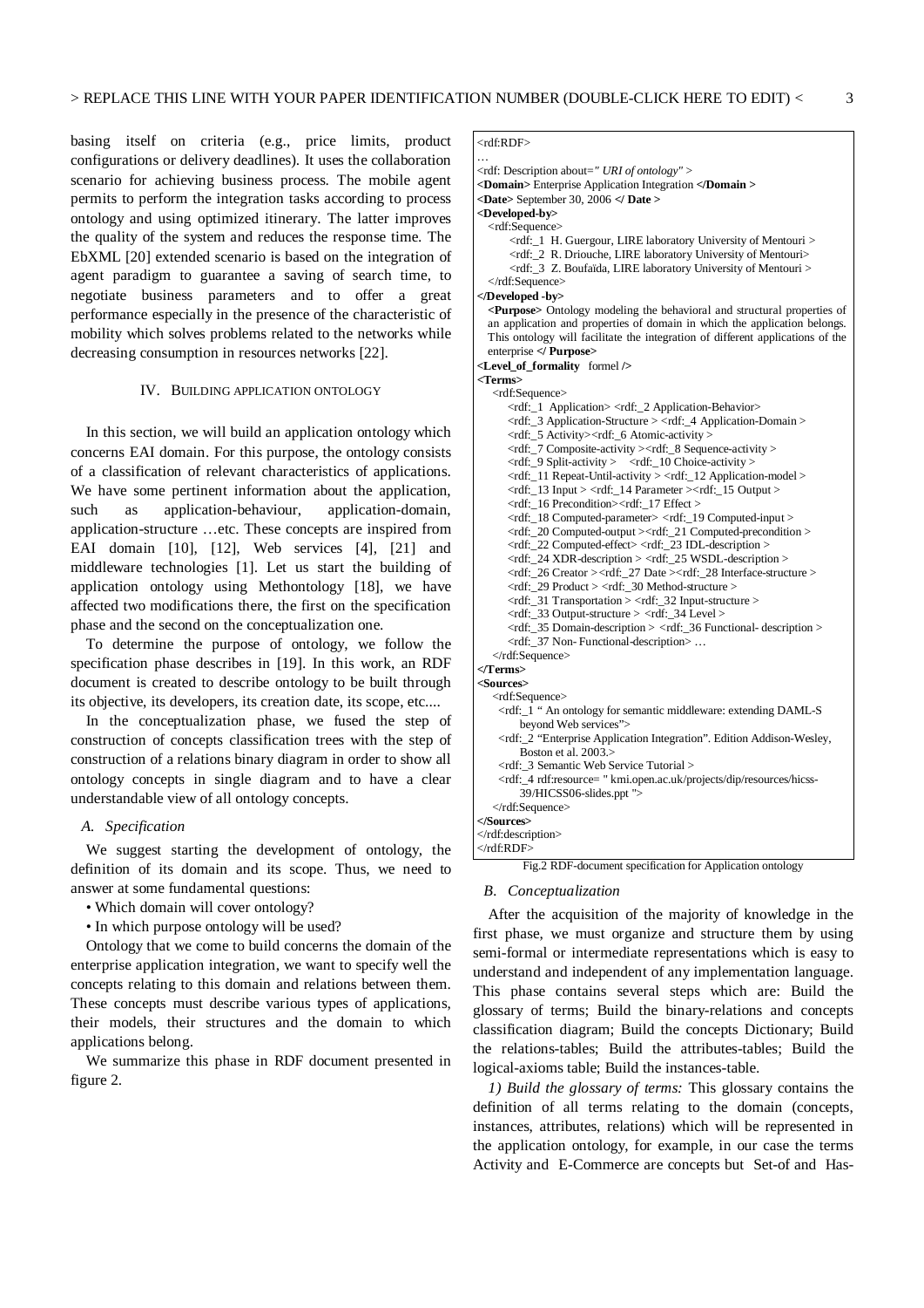basing itself on criteria (e.g., price limits, product configurations or delivery deadlines). It uses the collaboration scenario for achieving business process. The mobile agent permits to perform the integration tasks according to process ontology and using optimized itinerary. The latter improves the quality of the system and reduces the response time. The EbXML [20] extended scenario is based on the integration of agent paradigm to guarantee a saving of search time, to negotiate business parameters and to offer a great performance especially in the presence of the characteristic of mobility which solves problems related to the networks while decreasing consumption in resources networks [22].

## IV. Building application ontology

In this section, we will build an application ontology which concerns EAI domain. For this purpose, the ontology consists of a classification of relevant characteristics of applications. We have some pertinent information about the application, such as application-behaviour, application-domain, application-structure …etc. These concepts are inspired from EAI domain [10], [12], Web services [4], [21] and middleware technologies [1]. Let us start the building of application ontology using Methontology [18], we have affected two modifications there, the first on the specification phase and the second on the conceptualization one.

To determine the purpose of ontology, we follow the specification phase describes in [19]. In this work, an RDF document is created to describe ontology to be built through its objective, its developers, its creation date, its scope, etc....

In the conceptualization phase, we fused the step of construction of concepts classification trees with the step of construction of a relations binary diagram in order to show all ontology concepts in single diagram and to have a clear understandable view of all ontology concepts.

### A. Specification

We suggest starting the development of ontology, the definition of its domain and its scope. Thus, we need to answer at some fundamental questions:

- Which domain will cover ontology?
- In which purpose ontology will be used?

Ontology that we come to build concerns the domain of the enterprise application integration, we want to specify well the concepts relating to this domain and relations between them. These concepts must describe various types of applications, their models, their structures and the domain to which applications belong.

We summarize this phase in RDF document presented in figure 2.

```
<rdf:RDF>
…
<rdf: Description about=" URI of ontology" >
<Domain> Enterprise Application Integration </Domain >
<Date> September 30, 2006 </ Date >
<Developed-by>
  <rdf:Sequence>
      <rdf:_1  H. Guergour, LIRE laboratory University of Mentouri >
      <rdf:_2  R. Driouche, LIRE laboratory University of Mentouri>
      <rdf:_3  Z. Boufaïda, LIRE laboratory University of Mentouri >
  </rdf:Sequence>
</Developed -by>
  <Purpose> Ontology modeling the behavioral and structural properties of
  an application and properties of domain in which the application belongs.
  This ontology will facilitate the integration of different applications of the
  enterprise </ Purpose>
<Level_of_formality  formel />
<Terms>
  <rdf:Sequence>
      <rdf:_1  Application> <rdf:_2 Application-Behavior>
      <rdf:_3 Application-Structure > <rdf:_4 Application-Domain >
      <rdf:_5 Activity><rdf:_6 Atomic-activity >
      <rdf:_7 Composite-activity ><rdf:_8 Sequence-activity >
      <rdf:_9 Split-activity >    <rdf:_10 Choice-activity >
      <rdf:_11 Repeat-Until-activity > <rdf:_12 Application-model >
      <rdf:_13 Input > <rdf:_14 Parameter ><rdf:_15 Output >
      <rdf:_16 Precondition><rdf:_17 Effect >
      <rdf:_18 Computed-parameter> <rdf:_19 Computed-input >
      <rdf:_20 Computed-output ><rdf:_21 Computed-precondition >
      <rdf:_22 Computed-effect> <rdf:_23 IDL-description >
      <rdf:_24 XDR-description > <rdf:_25 WSDL-description >
      <rdf:_26 Creator ><rdf:_27 Date ><rdf:_28 Interface-structure >
      <rdf:_29 Product > <rdf:_30 Method-structure >
      <rdf:_31 Transportation > <rdf:_32 Input-structure >
      <rdf:_33 Output-structure > <rdf:_34 Level >
      <rdf:_35 Domain-description > <rdf:_36 Functional- description >
      <rdf:_37 Non- Functional-description> …
  </rdf:Sequence>
</Terms>
<Sources>
  <rdf:Sequence>
    <rdf:_1 " An ontology for semantic middleware: extending DAML-S
        beyond Web services">
    <rdf:_2 "Enterprise Application Integration". Edition Addison-Wesley,
        Boston et al. 2003.>
    <rdf:_3 Semantic Web Service Tutorial >
    <rdf:_4 rdf:resource= " kmi.open.ac.uk/projects/dip/resources/hicss-
        39/HICSS06-slides.ppt ">
  </rdf:Sequence>
</Sources>
</rdf:description>
</rdf:RDF>
```

Fig.2 RDF-document specification for Application ontology

### B. Conceptualization

After the acquisition of the majority of knowledge in the first phase, we must organize and structure them by using semi-formal or intermediate representations which is easy to understand and independent of any implementation language. This phase contains several steps which are: Build the glossary of terms; Build the binary-relations and concepts classification diagram; Build the concepts Dictionary; Build the relations-tables; Build the attributes-tables; Build the logical-axioms table; Build the instances-table.

*1) Build the glossary of terms:* This glossary contains the definition of all terms relating to the domain (concepts, instances, attributes, relations) which will be represented in the application ontology, for example, in our case the terms Activity and E-Commerce are concepts but Set-of and Has-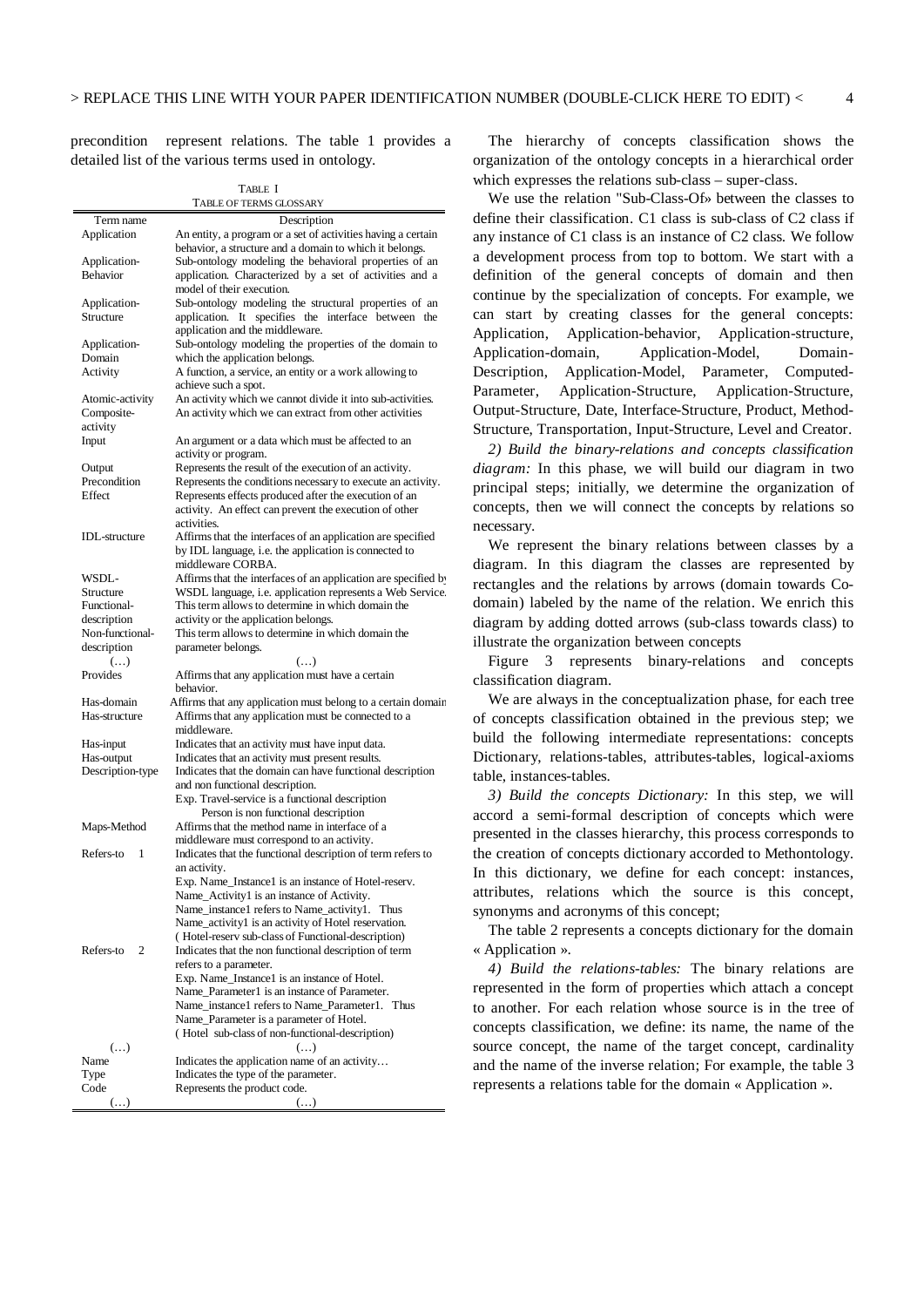precondition represent relations. The table 1 provides a detailed list of the various terms used in ontology.

TABLE I
TABLE OF TERMS GLOSSARY

| Term name | Description |
|---|---|
| Application | An entity, a program or a set of activities having a certain behavior, a structure and a domain to which it belongs. |
| Application-Behavior | Sub-ontology modeling the behavioral properties of an application. Characterized by a set of activities and a model of their execution. |
| Application-Structure | Sub-ontology modeling the structural properties of an application. It specifies the interface between the application and the middleware. |
| Application-Domain | Sub-ontology modeling the properties of the domain to which the application belongs. |
| Activity | A function, a service, an entity or a work allowing to achieve such a spot. |
| Atomic-activity | An activity which we cannot divide it into sub-activities. |
| Composite-activity | An activity which we can extract from other activities |
| Input | An argument or a data which must be affected to an activity or program. |
| Output | Represents the result of the execution of an activity. |
| Precondition | Represents the conditions necessary to execute an activity. |
| Effect | Represents effects produced after the execution of an activity. An effect can prevent the execution of other activities. |
| IDL-structure | Affirms that the interfaces of an application are specified by IDL language, i.e. the application is connected to middleware CORBA. |
| WSDL-Structure | Affirms that the interfaces of an application are specified by WSDL language, i.e. application represents a Web Service. |
| Functional-description | This term allows to determine in which domain the activity or the application belongs. |
| Non-functional-description | This term allows to determine in which domain the parameter belongs. |
| (…) | (…) |
| Provides | Affirms that any application must have a certain behavior. |
| Has-domain | Affirms that any application must belong to a certain domain |
| Has-structure | Affirms that any application must be connected to a middleware. |
| Has-input | Indicates that an activity must have input data. |
| Has-output | Indicates that an activity must present results. |
| Description-type | Indicates that the domain can have functional description and non functional description. Exp. Travel-service is a functional description Person is non functional description |
| Maps-Method | Affirms that the method name in interface of a middleware must correspond to an activity. |
| Refers-to 1 | Indicates that the functional description of term refers to an activity. Exp. Name_Instance1 is an instance of Hotel-reserv. Name_Activity1 is an instance of Activity. Name_instance1 refers to Name_activity1. Thus Name_activity1 is an activity of Hotel reservation. ( Hotel-reserv sub-class of Functional-description) |
| Refers-to 2 | Indicates that the non functional description of term refers to a parameter. Exp. Name_Instance1 is an instance of Hotel. Name_Parameter1 is an instance of Parameter. Name_instance1 refers to Name_Parameter1. Thus Name_Parameter is a parameter of Hotel. ( Hotel sub-class of non-functional-description) |
| (…) | (…) |
| Name | Indicates the application name of an activity… |
| Type | Indicates the type of the parameter. |
| Code | Represents the product code. |
| (…) | (…) |

The hierarchy of concepts classification shows the organization of the ontology concepts in a hierarchical order which expresses the relations sub-class – super-class.

We use the relation "Sub-Class-Of» between the classes to define their classification. C1 class is sub-class of C2 class if any instance of C1 class is an instance of C2 class. We follow a development process from top to bottom. We start with a definition of the general concepts of domain and then continue by the specialization of concepts. For example, we can start by creating classes for the general concepts: Application, Application-behavior, Application-structure, Application-domain, Application-Model, Domain-Description, Application-Model, Parameter, Computed-Parameter, Application-Structure, Application-Structure, Output-Structure, Date, Interface-Structure, Product, Method-Structure, Transportation, Input-Structure, Level and Creator.

*2) Build the binary-relations and concepts classification diagram:* In this phase, we will build our diagram in two principal steps; initially, we determine the organization of concepts, then we will connect the concepts by relations so necessary.

We represent the binary relations between classes by a diagram. In this diagram the classes are represented by rectangles and the relations by arrows (domain towards Co-domain) labeled by the name of the relation. We enrich this diagram by adding dotted arrows (sub-class towards class) to illustrate the organization between concepts

Figure 3 represents binary-relations and concepts classification diagram.

We are always in the conceptualization phase, for each tree of concepts classification obtained in the previous step; we build the following intermediate representations: concepts Dictionary, relations-tables, attributes-tables, logical-axioms table, instances-tables.

*3) Build the concepts Dictionary:* In this step, we will accord a semi-formal description of concepts which were presented in the classes hierarchy, this process corresponds to the creation of concepts dictionary accorded to Methontology. In this dictionary, we define for each concept: instances, attributes, relations which the source is this concept, synonyms and acronyms of this concept;

The table 2 represents a concepts dictionary for the domain « Application ».

*4) Build the relations-tables:* The binary relations are represented in the form of properties which attach a concept to another. For each relation whose source is in the tree of concepts classification, we define: its name, the name of the source concept, the name of the target concept, cardinality and the name of the inverse relation; For example, the table 3 represents a relations table for the domain « Application ».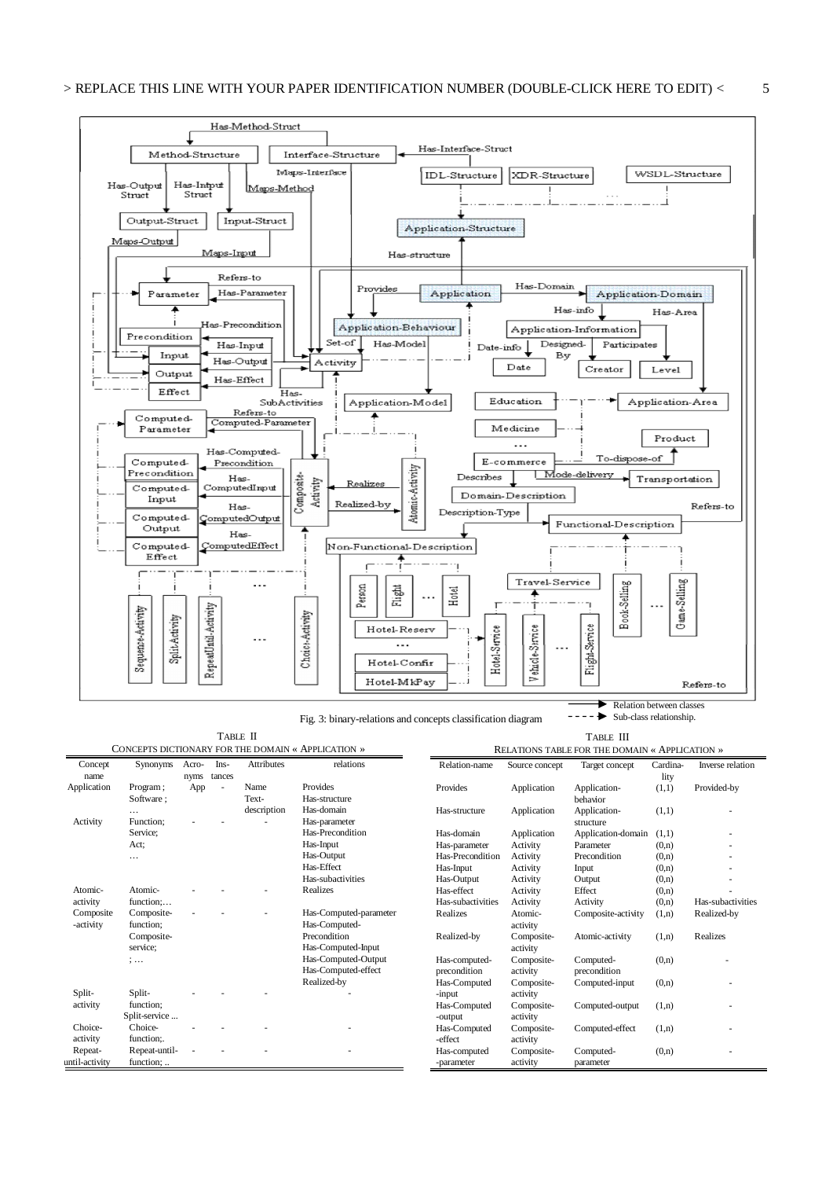Fig. 3: binary-relations and concepts classification diagram

TABLE II
CONCEPTS DICTIONARY FOR THE DOMAIN « APPLICATION »

| Concept name | Synonyms | Acronyms | Instances | Attributes | relations |
|---|---|---|---|---|---|
| Application | Program ; Software ; … | App | - | Name Text-description | Provides Has-structure Has-domain |
| Activity | Function; Service; Act; … | - | - | - | Has-parameter Has-Precondition Has-Input Has-Output Has-Effect Has-subactivities |
| Atomic-activity | Atomic-function;… | - | - | - | Realizes |
| Composite-activity | Composite-function; Composite-service; ; … | - | - | - | Has-Computed-parameter Has-Computed-Precondition Has-Computed-Input Has-Computed-Output Has-Computed-effect Realized-by |
| Split-activity | Split-function; Split-service ... | - | - | - | - |
| Choice-activity | Choice-function;. | - | - | - | - |
| Repeat-until-activity | Repeat-until-function; .. | - | - | - | - |

TABLE III
RELATIONS TABLE FOR THE DOMAIN « APPLICATION »

| Relation-name | Source concept | Target concept | Cardinality | Inverse relation |
|---|---|---|---|---|
| Provides | Application | Application-behavior | (1,1) | Provided-by |
| Has-structure | Application | Application-structure | (1,1) | - |
| Has-domain | Application | Application-domain | (1,1) | - |
| Has-parameter | Activity | Parameter | (0,n) | - |
| Has-Precondition | Activity | Precondition | (0,n) | - |
| Has-Input | Activity | Input | (0,n) | - |
| Has-Output | Activity | Output | (0,n) | - |
| Has-effect | Activity | Effect | (0,n) | - |
| Has-subactivities | Activity | Activity | (0,n) | Has-subactivities |
| Realizes | Atomic-activity | Composite-activity | (1,n) | Realized-by |
| Realized-by | Composite-activity | Atomic-activity | (1,n) | Realizes |
| Has-computed-precondition | Composite-activity | Computed-precondition | (0,n) | - |
| Has-Computed-input | Composite-activity | Computed-input | (0,n) | - |
| Has-Computed-output | Composite-activity | Computed-output | (1,n) | - |
| Has-Computed-effect | Composite-activity | Computed-effect | (1,n) | - |
| Has-computed-parameter | Composite-activity | Computed-parameter | (0,n) | - |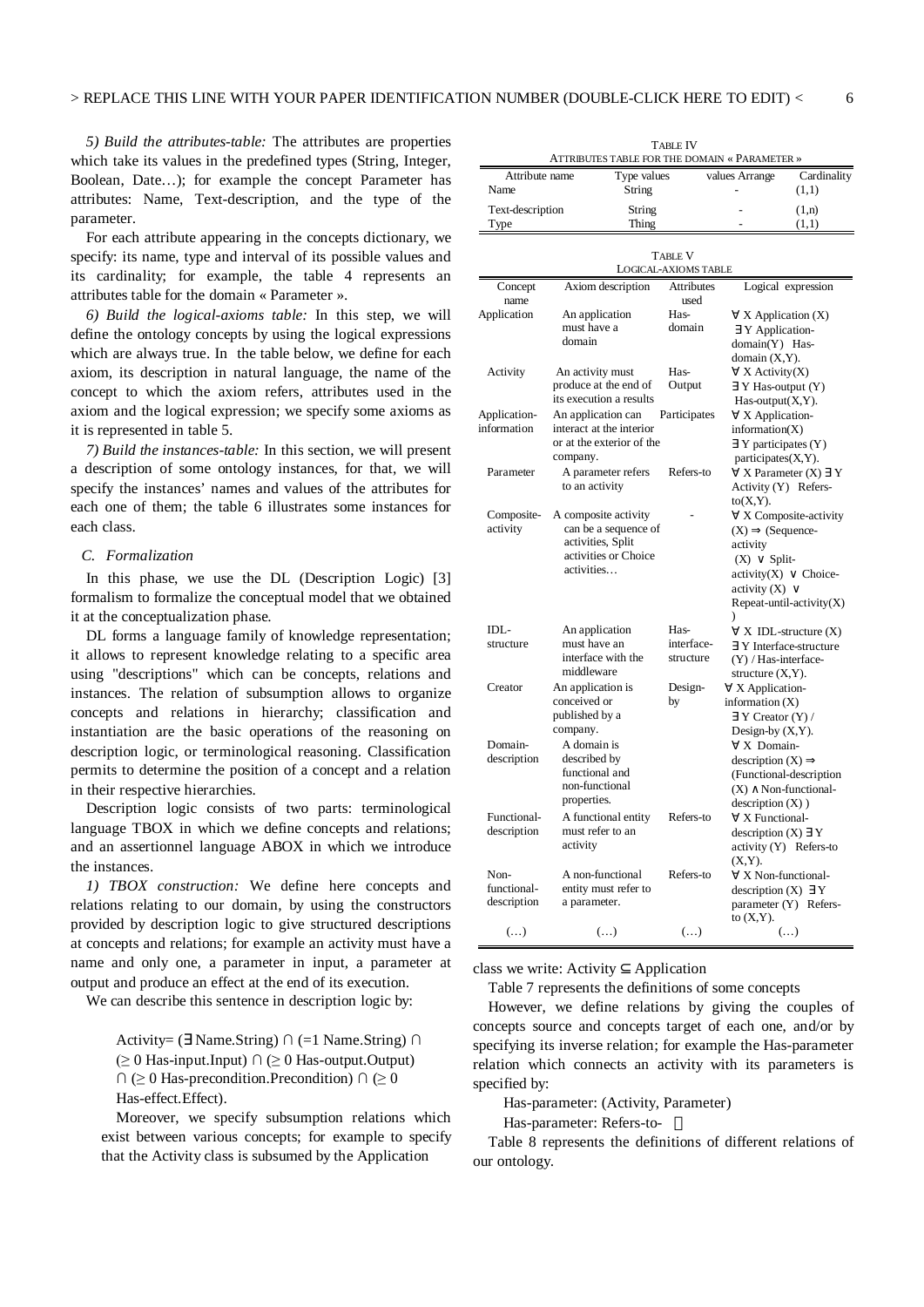*5) Build the attributes-table:* The attributes are properties which take its values in the predefined types (String, Integer, Boolean, Date…); for example the concept Parameter has attributes: Name, Text-description, and the type of the parameter.

For each attribute appearing in the concepts dictionary, we specify: its name, type and interval of its possible values and its cardinality; for example, the table 4 represents an attributes table for the domain « Parameter ».

*6) Build the logical-axioms table:* In this step, we will define the ontology concepts by using the logical expressions which are always true. In the table below, we define for each axiom, its description in natural language, the name of the concept to which the axiom refers, attributes used in the axiom and the logical expression; we specify some axioms as it is represented in table 5.

*7) Build the instances-table:* In this section, we will present a description of some ontology instances, for that, we will specify the instances' names and values of the attributes for each one of them; the table 6 illustrates some instances for each class.

### C. Formalization

In this phase, we use the DL (Description Logic) [3] formalism to formalize the conceptual model that we obtained it at the conceptualization phase.

DL forms a language family of knowledge representation; it allows to represent knowledge relating to a specific area using "descriptions" which can be concepts, relations and instances. The relation of subsumption allows to organize concepts and relations in hierarchy; classification and instantiation are the basic operations of the reasoning on description logic, or terminological reasoning. Classification permits to determine the position of a concept and a relation in their respective hierarchies.

Description logic consists of two parts: terminological language TBOX in which we define concepts and relations; and an assertionnel language ABOX in which we introduce the instances.

*1) TBOX construction:* We define here concepts and relations relating to our domain, by using the constructors provided by description logic to give structured descriptions at concepts and relations; for example an activity must have a name and only one, a parameter in input, a parameter at output and produce an effect at the end of its execution.

We can describe this sentence in description logic by:

Activity= (∃Name.String) ∩ (=1 Name.String) ∩ (≥ 0 Has-input.Input) ∩ (≥ 0 Has-output.Output) ∩ (≥ 0 Has-precondition.Precondition) ∩ (≥ 0 Has-effect.Effect).

Moreover, we specify subsumption relations which exist between various concepts; for example to specify that the Activity class is subsumed by the Application class we write: Activity ⊆ Application

TABLE IV
ATTRIBUTES TABLE FOR THE DOMAIN « PARAMETER »

| Attribute name | Type values | values Arrange | Cardinality |
|---|---|---|---|
| Name | String | - | (1,1) |
| Text-description | String | - | (1,n) |
| Type | Thing | - | (1,1) |

TABLE V
LOGICAL-AXIOMS TABLE

| Concept name | Axiom description | Attributes used | Logical expression |
|---|---|---|---|
| Application | An application must have a domain | Has-domain | ∀ X Application (X) ∃Y Application-domain(Y) Has-domain (X,Y). |
| Activity | An activity must produce at the end of its execution a results | Has-Output | ∀ X Activity(X) ∃Y Has-output (Y) Has-output(X,Y). |
| Application-information | An application can interact at the interior or at the exterior of the company. | Participates | ∀ X Application-information(X) ∃Y participates (Y) participates(X,Y). |
| Parameter | A parameter refers to an activity | Refers-to | ∀ X Parameter (X) ∃Y Activity (Y) Refers-to(X,Y). |
| Composite-activity | A composite activity can be a sequence of activities, Split activities or Choice activities… | - | ∀ X Composite-activity (X) ⇒ (Sequence-activity (X) ∨ Split-activity(X) ∨ Choice-activity (X) ∨ Repeat-until-activity(X) ) |
| IDL-structure | An application must have an interface with the middleware | Has-interface-structure | ∀ X IDL-structure (X) ∃Y Interface-structure (Y) / Has-interface-structure (X,Y). |
| Creator | An application is conceived or published by a company. | Design-by | ∀ X Application-information (X) ∃Y Creator (Y) / Design-by (X,Y). |
| Domain-description | A domain is described by functional and non-functional properties. | | ∀ X Domain-description (X) ⇒ (Functional-description (X) ∧ Non-functional-description (X) ) |
| Functional-description | A functional entity must refer to an activity | Refers-to | ∀ X Functional-description (X) ∃Y activity (Y) Refers-to (X,Y). |
| Non-functional-description | A non-functional entity must refer to a parameter. | Refers-to | ∀ X Non-functional-description (X) ∃Y parameter (Y) Refers-to (X,Y). |
| (…) | (…) | (…) | (…) |

Table 7 represents the definitions of some concepts

However, we define relations by giving the couples of concepts source and concepts target of each one, and/or by specifying its inverse relation; for example the Has-parameter relation which connects an activity with its parameters is specified by:

Has-parameter: (Activity, Parameter)

Has-parameter: Refers-to-

Table 8 represents the definitions of different relations of our ontology.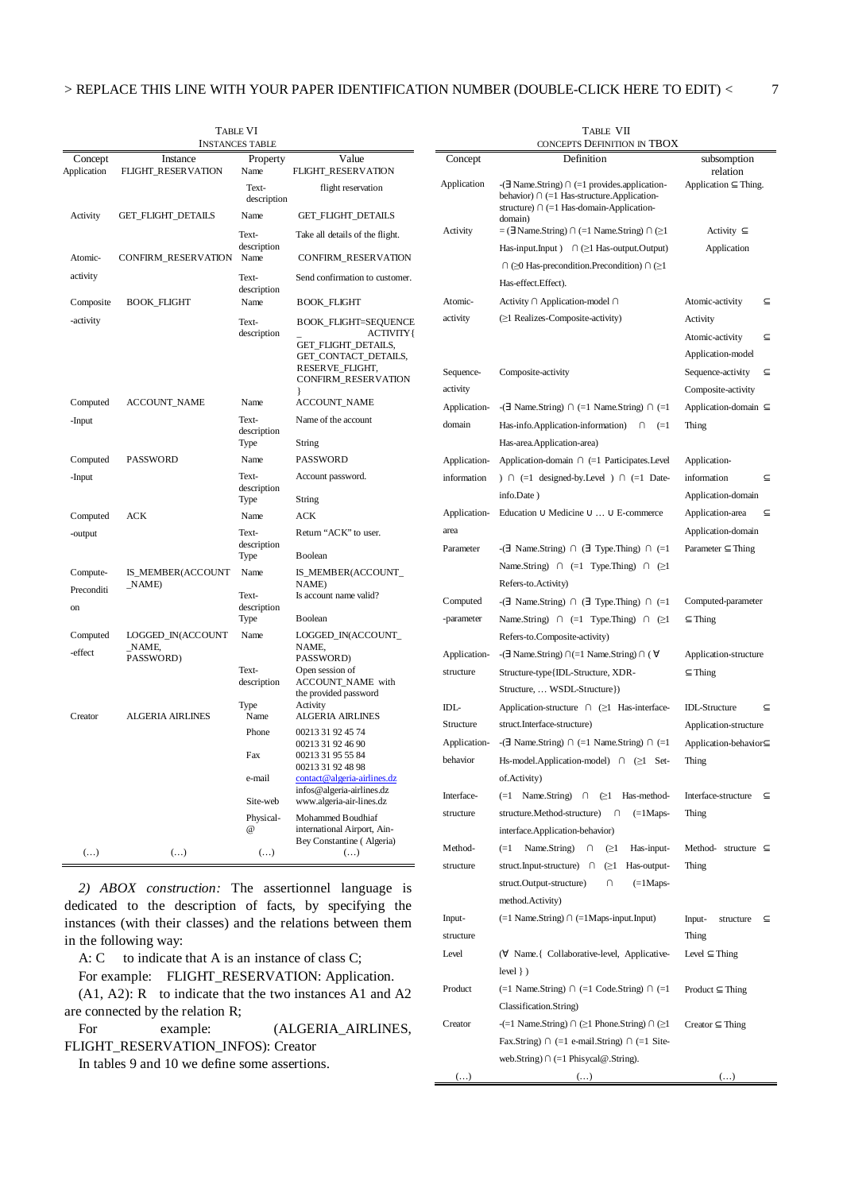TABLE VI
INSTANCES TABLE

| Concept | Instance | Property | Value |
|---|---|---|---|
| Application | FLIGHT_RESERVATION | Name | FLIGHT_RESERVATION |
| | | Text-description | flight reservation |
| Activity | GET_FLIGHT_DETAILS | Name | GET_FLIGHT_DETAILS |
| | | Text-description | Take all details of the flight. |
| Atomic-activity | CONFIRM_RESERVATION | Name | CONFIRM_RESERVATION |
| | | Text-description | Send confirmation to customer. |
| Composite-activity | BOOK_FLIGHT | Name | BOOK_FLIGHT |
| | | Text-description | BOOK_FLIGHT=SEQUENCE_ACTIVITY{ GET_FLIGHT_DETAILS, GET_CONTACT_DETAILS, RESERVE_FLIGHT, CONFIRM_RESERVATION } |
| Computed-Input | ACCOUNT_NAME | Name | ACCOUNT_NAME |
| | | Text-description | Name of the account |
| | | Type | String |
| Computed-Input | PASSWORD | Name | PASSWORD |
| | | Text-description | Account password. |
| | | Type | String |
| Computed-output | ACK | Name | ACK |
| | | Text-description | Return "ACK" to user. |
| | | Type | Boolean |
| Compute-Precondition | IS_MEMBER(ACCOUNT_NAME) | Name | IS_MEMBER(ACCOUNT_NAME) |
| | | Text-description | Is account name valid? |
| | | Type | Boolean |
| Computed-effect | LOGGED_IN(ACCOUNT_NAME, PASSWORD) | Name | LOGGED_IN(ACCOUNT_NAME, PASSWORD) |
| | | Text-description | Open session of ACCOUNT_NAME with the provided password |
| | | Type | Activity |
| Creator | ALGERIA AIRLINES | Name | ALGERIA AIRLINES |
| | | Phone | 00213 31 92 45 74 00213 31 92 46 90 |
| | | Fax | 00213 31 95 55 84 00213 31 92 48 98 |
| | | e-mail | contact@algeria-airlines.dz infos@algeria-airlines.dz |
| | | Site-web | www.algeria-air-lines.dz |
| | | Physical-@ | Mohammed Boudhiaf international Airport, Ain-Bey Constantine ( Algeria) |
| (…) | (…) | (…) | (…) |

*2) ABOX construction:* The assertionnel language is dedicated to the description of facts, by specifying the instances (with their classes) and the relations between them in the following way:

A: C to indicate that A is an instance of class C;

For example: FLIGHT_RESERVATION: Application.

(A1, A2): R to indicate that the two instances A1 and A2 are connected by the relation R;

For example: (ALGERIA_AIRLINES, FLIGHT_RESERVATION_INFOS): Creator

In tables 9 and 10 we define some assertions.

TABLE VII
CONCEPTS DEFINITION IN TBOX

| Concept | Definition | subsomption relation |
|---|---|---|
| Application | -(∃ Name.String) ∩ (=1 provides.application-behavior) ∩ (=1 Has-structure.Application-structure) ∩ (=1 Has-domain-Application-domain) | Application ⊆ Thing. |
| Activity | = (∃ Name.String) ∩ (=1 Name.String) ∩ (≥1 Has-input.Input ) ∩ (≥1 Has-output.Output) ∩ (≥0 Has-precondition.Precondition) ∩ (≥1 Has-effect.Effect). | Activity ⊆ Application |
| Atomic-activity | Activity ∩ Application-model ∩ (≥1 Realizes-Composite-activity) | Atomic-activity ⊆ Activity; Atomic-activity ⊆ Application-model |
| Sequence-activity | Composite-activity | Sequence-activity ⊆ Composite-activity |
| Application-domain | -(∃ Name.String) ∩ (=1 Name.String) ∩ (=1 Has-info.Application-information) ∩ (=1 Has-area.Application-area) | Application-domain ⊆ Thing |
| Application-information | Application-domain ∩ (=1 Participates.Level ) ∩ (=1 designed-by.Level ) ∩ (=1 Date-info.Date ) | Application-information ⊆ Application-domain |
| Application-area | Education ∪ Medicine ∪ … ∪ E-commerce | Application-area ⊆ Application-domain |
| Parameter | -(∃ Name.String) ∩ (∃ Type.Thing) ∩ (=1 Name.String) ∩ (=1 Type.Thing) ∩ (≥1 Refers-to.Activity) | Parameter ⊆ Thing |
| Computed-parameter | -(∃ Name.String) ∩ (∃ Type.Thing) ∩ (=1 Name.String) ∩ (=1 Type.Thing) ∩ (≥1 Refers-to.Composite-activity) | Computed-parameter ⊆ Thing |
| Application-structure | -(∃ Name.String) ∩(=1 Name.String) ∩ (∀ Structure-type{IDL-Structure, XDR-Structure, … WSDL-Structure}) | Application-structure ⊆ Thing |
| IDL-Structure | Application-structure ∩ (≥1 Has-interface-struct.Interface-structure) | IDL-Structure ⊆ Application-structure |
| Application-behavior | -(∃ Name.String) ∩ (=1 Name.String) ∩ (=1 Hs-model.Application-model) ∩ (≥1 Set-of.Activity) | Application-behavior ⊆ Thing |
| Interface-structure | (=1 Name.String) ∩ (≥1 Has-method-structure.Method-structure) ∩ (=1Maps-interface.Application-behavior) | Interface-structure ⊆ Thing |
| Method-structure | (=1 Name.String) ∩ (≥1 Has-input-struct.Input-structure) ∩ (≥1 Has-output-struct.Output-structure) ∩ (=1Maps-method.Activity) | Method- structure ⊆ Thing |
| Input-structure | (=1 Name.String) ∩ (=1Maps-input.Input) | Input- structure ⊆ Thing |
| Level | (∀ Name.{ Collaborative-level, Applicative-level } ) | Level ⊆ Thing |
| Product | (=1 Name.String) ∩ (=1 Code.String) ∩ (=1 Classification.String) | Product ⊆ Thing |
| Creator | -(=1 Name.String) ∩ (≥1 Phone.String) ∩ (≥1 Fax.String) ∩ (=1 e-mail.String) ∩ (=1 Site-web.String) ∩ (=1 Phisycal@.String). | Creator ⊆ Thing |
| (…) | (…) | (…) |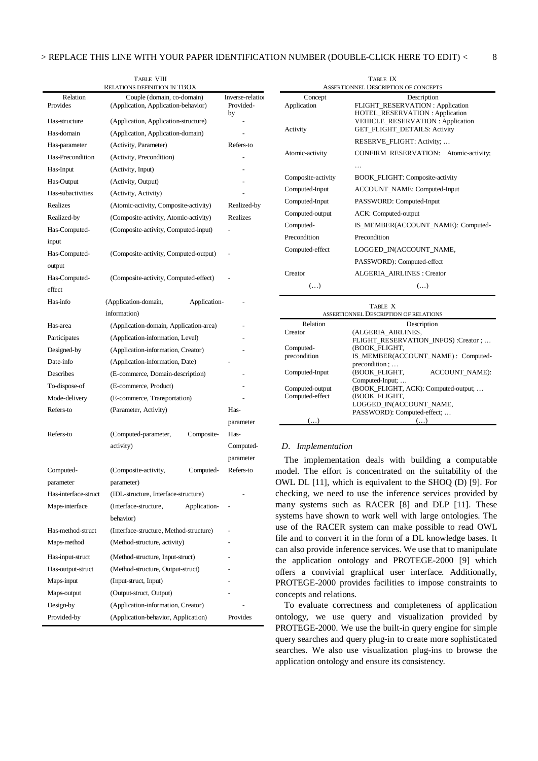TABLE VIII
RELATIONS DEFINITION IN TBOX

| Relation | Couple (domain, co-domain) | Inverse-relation |
|---|---|---|
| Provides | (Application, Application-behavior) | Provided-by |
| Has-structure | (Application, Application-structure) | - |
| Has-domain | (Application, Application-domain) | - |
| Has-parameter | (Activity, Parameter) | Refers-to |
| Has-Precondition | (Activity, Precondition) | - |
| Has-Input | (Activity, Input) | - |
| Has-Output | (Activity, Output) | - |
| Has-subactivities | (Activity, Activity) | - |
| Realizes | (Atomic-activity, Composite-activity) | Realized-by |
| Realized-by | (Composite-activity, Atomic-activity) | Realizes |
| Has-Computed-input | (Composite-activity, Computed-input) | - |
| Has-Computed-output | (Composite-activity, Computed-output) | - |
| Has-Computed-effect | (Composite-activity, Computed-effect) | - |
| Has-info | (Application-domain, Application-information) | - |
| Has-area | (Application-domain, Application-area) | - |
| Participates | (Application-information, Level) | - |
| Designed-by | (Application-information, Creator) | - |
| Date-info | (Application-information, Date) | - |
| Describes | (E-commerce, Domain-description) | - |
| To-dispose-of | (E-commerce, Product) | - |
| Mode-delivery | (E-commerce, Transportation) | - |
| Refers-to | (Parameter, Activity) | Has-parameter |
| Refers-to | (Computed-parameter, Composite-activity) | Has-Computed-parameter |
| Computed-parameter | (Composite-activity, Computed-parameter) | Refers-to |
| Has-interface-struct | (IDL-structure, Interface-structure) | - |
| Maps-interface | (Interface-structure, Application-behavior) | - |
| Has-method-struct | (Interface-structure, Method-structure) | - |
| Maps-method | (Method-structure, activity) | - |
| Has-input-struct | (Method-structure, Input-struct) | - |
| Has-output-struct | (Method-structure, Output-struct) | - |
| Maps-input | (Input-struct, Input) | - |
| Maps-output | (Output-struct, Output) | - |
| Design-by | (Application-information, Creator) | - |
| Provided-by | (Application-behavior, Application) | Provides |

TABLE IX
ASSERTIONNEL DESCRIPTION OF CONCEPTS

| Concept | Description |
|---|---|
| Application | FLIGHT_RESERVATION : Application<br>HOTEL_RESERVATION : Application<br>VEHICLE_RESERVATION : Application |
| Activity | GET_FLIGHT_DETAILS: Activity<br>RESERVE_FLIGHT: Activity; … |
| Atomic-activity | CONFIRM_RESERVATION: Atomic-activity; … |
| Composite-activity | BOOK_FLIGHT: Composite-activity |
| Computed-Input | ACCOUNT_NAME: Computed-Input |
| Computed-Input | PASSWORD: Computed-Input |
| Computed-output | ACK: Computed-output |
| Computed-Precondition | IS_MEMBER(ACCOUNT_NAME): Computed-Precondition |
| Computed-effect | LOGGED_IN(ACCOUNT_NAME, PASSWORD): Computed-effect |
| Creator | ALGERIA_AIRLINES : Creator |
| (…) | (…) |

TABLE X
ASSERTIONNEL DESCRIPTION OF RELATIONS

| Relation | Description |
|---|---|
| Creator | (ALGERIA_AIRLINES, FLIGHT_RESERVATION_INFOS) :Creator ; … |
| Computed-precondition | (BOOK_FLIGHT, IS_MEMBER(ACCOUNT_NAME) : Computed-precondition ; … |
| Computed-Input | (BOOK_FLIGHT, ACCOUNT_NAME): Computed-Input; … |
| Computed-output | (BOOK_FLIGHT, ACK): Computed-output; … |
| Computed-effect | (BOOK_FLIGHT, LOGGED_IN(ACCOUNT_NAME, PASSWORD): Computed-effect; … |
| (…) | (…) |

### *D. Implementation*

The implementation deals with building a computable model. The effort is concentrated on the suitability of the OWL DL [11], which is equivalent to the SHOQ (D) [9]. For checking, we need to use the inference services provided by many systems such as RACER [8] and DLP [11]. These systems have shown to work well with large ontologies. The use of the RACER system can make possible to read OWL file and to convert it in the form of a DL knowledge bases. It can also provide inference services. We use that to manipulate the application ontology and PROTEGE-2000 [9] which offers a convivial graphical user interface. Additionally, PROTEGE-2000 provides facilities to impose constraints to concepts and relations.

To evaluate correctness and completeness of application ontology, we use query and visualization provided by PROTEGE-2000. We use the built-in query engine for simple query searches and query plug-in to create more sophisticated searches. We also use visualization plug-ins to browse the application ontology and ensure its consistency.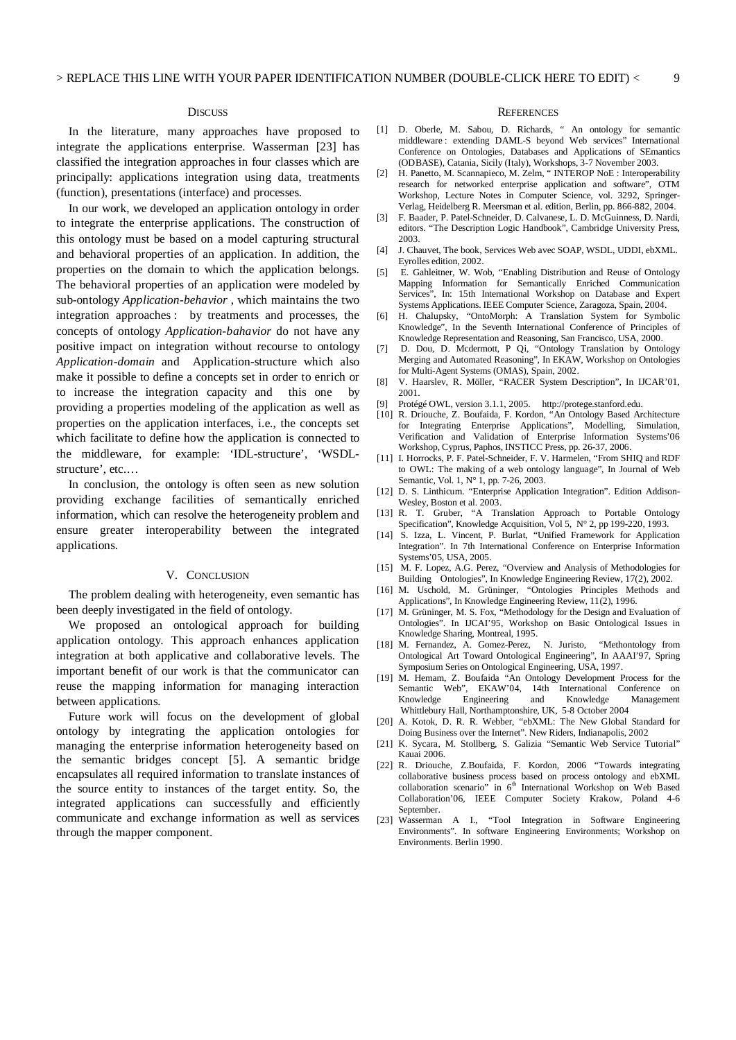## Discuss

In the literature, many approaches have proposed to integrate the applications enterprise. Wasserman [23] has classified the integration approaches in four classes which are principally: applications integration using data, treatments (function), presentations (interface) and processes.

In our work, we developed an application ontology in order to integrate the enterprise applications. The construction of this ontology must be based on a model capturing structural and behavioral properties of an application. In addition, the properties on the domain to which the application belongs. The behavioral properties of an application were modeled by sub-ontology *Application-behavior* , which maintains the two integration approaches : by treatments and processes, the concepts of ontology *Application-bahavior* do not have any positive impact on integration without recourse to ontology *Application-domain* and Application-structure which also make it possible to define a concepts set in order to enrich or to increase the integration capacity and this one by providing a properties modeling of the application as well as properties on the application interfaces, i.e., the concepts set which facilitate to define how the application is connected to the middleware, for example: 'IDL-structure', 'WSDL-structure', etc.…

In conclusion, the ontology is often seen as new solution providing exchange facilities of semantically enriched information, which can resolve the heterogeneity problem and ensure greater interoperability between the integrated applications.

## V. Conclusion

The problem dealing with heterogeneity, even semantic has been deeply investigated in the field of ontology.

We proposed an ontological approach for building application ontology. This approach enhances application integration at both applicative and collaborative levels. The important benefit of our work is that the communicator can reuse the mapping information for managing interaction between applications.

Future work will focus on the development of global ontology by integrating the application ontologies for managing the enterprise information heterogeneity based on the semantic bridges concept [5]. A semantic bridge encapsulates all required information to translate instances of the source entity to instances of the target entity. So, the integrated applications can successfully and efficiently communicate and exchange information as well as services through the mapper component.

## References

[1] D. Oberle, M. Sabou, D. Richards, " An ontology for semantic middleware : extending DAML-S beyond Web services" International Conference on Ontologies, Databases and Applications of SEmantics (ODBASE), Catania, Sicily (Italy), Workshops, 3-7 November 2003.

[2] H. Panetto, M. Scannapieco, M. Zelm, " INTEROP NoE : Interoperability research for networked enterprise application and software", OTM Workshop, Lecture Notes in Computer Science, vol. 3292, Springer-Verlag, Heidelberg R. Meersman et al. edition, Berlin, pp. 866-882, 2004.

[3] F. Baader, P. Patel-Schneider, D. Calvanese, L. D. McGuinness, D. Nardi, editors. "The Description Logic Handbook", Cambridge University Press, 2003.

[4] J. Chauvet, The book, Services Web avec SOAP, WSDL, UDDI, ebXML. Eyrolles edition, 2002.

[5] E. Gahleitner, W. Wob, "Enabling Distribution and Reuse of Ontology Mapping Information for Semantically Enriched Communication Services", In: 15th International Workshop on Database and Expert Systems Applications. IEEE Computer Science, Zaragoza, Spain, 2004.

[6] H. Chalupsky, "OntoMorph: A Translation System for Symbolic Knowledge", In the Seventh International Conference of Principles of Knowledge Representation and Reasoning, San Francisco, USA, 2000.

[7] D. Dou, D. Mcdermott, P Qi, "Ontology Translation by Ontology Merging and Automated Reasoning", In EKAW, Workshop on Ontologies for Multi-Agent Systems (OMAS), Spain, 2002.

[8] V. Haarslev, R. Möller, "RACER System Description", In IJCAR'01, 2001.

[9] Protégé OWL, version 3.1.1, 2005. http://protege.stanford.edu.

[10] R. Driouche, Z. Boufaida, F. Kordon, "An Ontology Based Architecture for Integrating Enterprise Applications", Modelling, Simulation, Verification and Validation of Enterprise Information Systems'06 Workshop, Cyprus, Paphos, INSTICC Press, pp. 26-37, 2006.

[11] I. Horrocks, P. F. Patel-Schneider, F. V. Harmelen, "From SHIQ and RDF to OWL: The making of a web ontology language", In Journal of Web Semantic, Vol. 1, N° 1, pp. 7-26, 2003.

[12] D. S. Linthicum. "Enterprise Application Integration". Edition Addison-Wesley, Boston et al. 2003.

[13] R. T. Gruber, "A Translation Approach to Portable Ontology Specification", Knowledge Acquisition, Vol 5, N° 2, pp 199-220, 1993.

[14] S. Izza, L. Vincent, P. Burlat, "Unified Framework for Application Integration". In 7th International Conference on Enterprise Information Systems'05, USA, 2005.

[15] M. F. Lopez, A.G. Perez, "Overview and Analysis of Methodologies for Building Ontologies", In Knowledge Engineering Review, 17(2), 2002.

[16] M. Uschold, M. Grüninger, "Ontologies Principles Methods and Applications", In Knowledge Engineering Review, 11(2), 1996.

[17] M. Grüninger, M. S. Fox, "Methodology for the Design and Evaluation of Ontologies". In IJCAI'95, Workshop on Basic Ontological Issues in Knowledge Sharing, Montreal, 1995.

[18] M. Fernandez, A. Gomez-Perez, N. Juristo, "Methontology from Ontological Art Toward Ontological Engineering", In AAAI'97, Spring Symposium Series on Ontological Engineering, USA, 1997.

[19] M. Hemam, Z. Boufaida "An Ontology Development Process for the Semantic Web", EKAW'04, 14th International Conference on Knowledge Engineering and Knowledge Management Whittlebury Hall, Northamptonshire, UK, 5-8 October 2004

[20] A. Kotok, D. R. R. Webber, "ebXML: The New Global Standard for Doing Business over the Internet". New Riders, Indianapolis, 2002

[21] K. Sycara, M. Stollberg, S. Galizia "Semantic Web Service Tutorial" Kauai 2006.

[22] R. Driouche, Z.Boufaida, F. Kordon, 2006 "Towards integrating collaborative business process based on process ontology and ebXML collaboration scenario" in 6th International Workshop on Web Based Collaboration'06, IEEE Computer Society Krakow, Poland 4-6 September.

[23] Wasserman A I., "Tool Integration in Software Engineering Environments". In software Engineering Environments; Workshop on Environments. Berlin 1990.